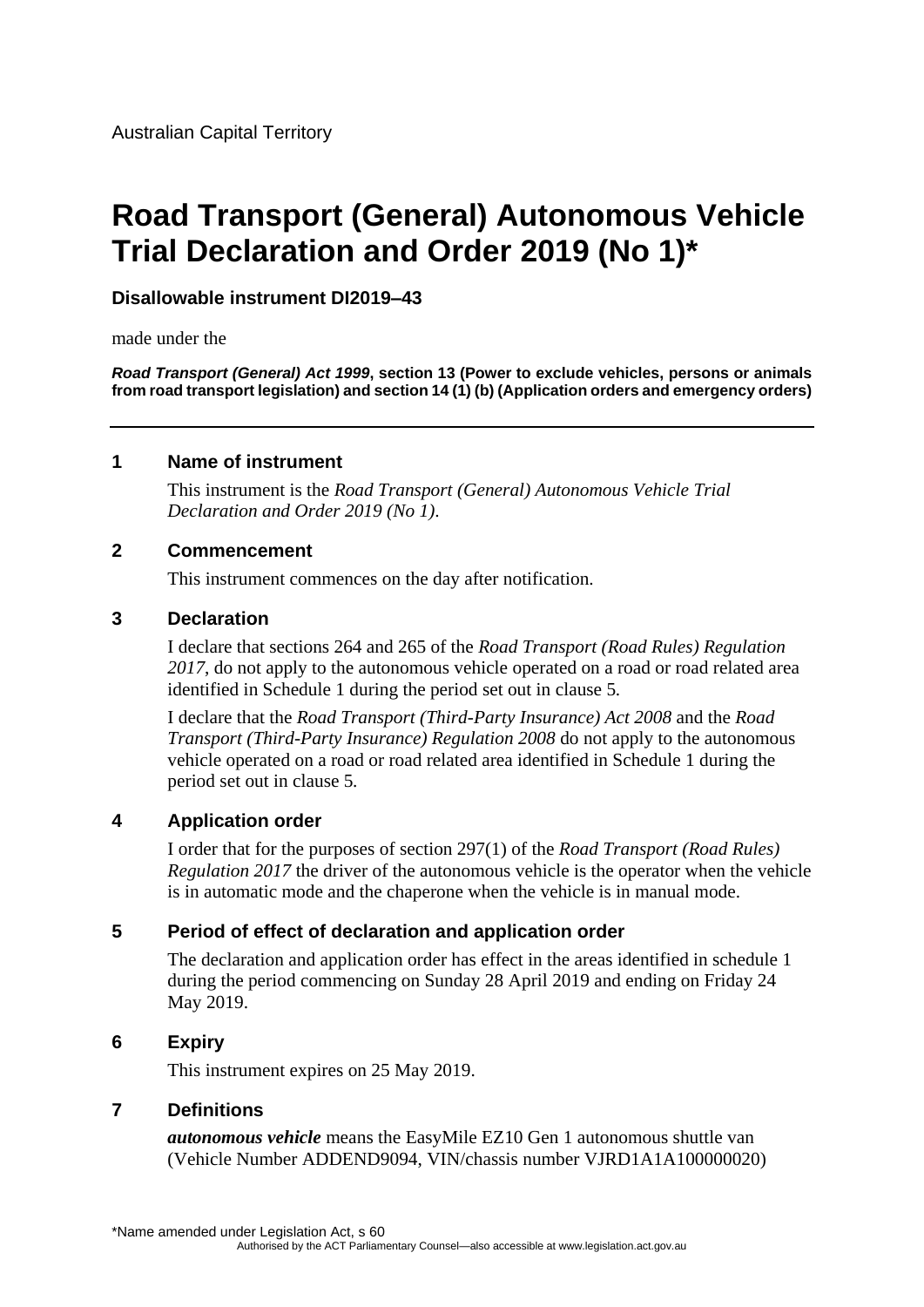Australian Capital Territory

# Road Transport (General) Autonomous Vehicle Trial Declaration and Order 2019 (No 1)*

**Disallowable instrument DI2019–43**

made under the

***Road Transport (General) Act 1999*, section 13 (Power to exclude vehicles, persons or animals from road transport legislation) and section 14 (1) (b) (Application orders and emergency orders)**

## 1 Name of instrument

This instrument is the *Road Transport (General) Autonomous Vehicle Trial Declaration and Order 2019 (No 1)*.

## 2 Commencement

This instrument commences on the day after notification.

## 3 Declaration

I declare that sections 264 and 265 of the *Road Transport (Road Rules) Regulation 2017*, do not apply to the autonomous vehicle operated on a road or road related area identified in Schedule 1 during the period set out in clause 5.

I declare that the *Road Transport (Third-Party Insurance) Act 2008* and the *Road Transport (Third-Party Insurance) Regulation 2008* do not apply to the autonomous vehicle operated on a road or road related area identified in Schedule 1 during the period set out in clause 5.

## 4 Application order

I order that for the purposes of section 297(1) of the *Road Transport (Road Rules) Regulation 2017* the driver of the autonomous vehicle is the operator when the vehicle is in automatic mode and the chaperone when the vehicle is in manual mode.

## 5 Period of effect of declaration and application order

The declaration and application order has effect in the areas identified in schedule 1 during the period commencing on Sunday 28 April 2019 and ending on Friday 24 May 2019.

## 6 Expiry

This instrument expires on 25 May 2019.

## 7 Definitions

***autonomous vehicle*** means the EasyMile EZ10 Gen 1 autonomous shuttle van (Vehicle Number ADDEND9094, VIN/chassis number VJRD1A1A100000020)

*Name amended under Legislation Act, s 60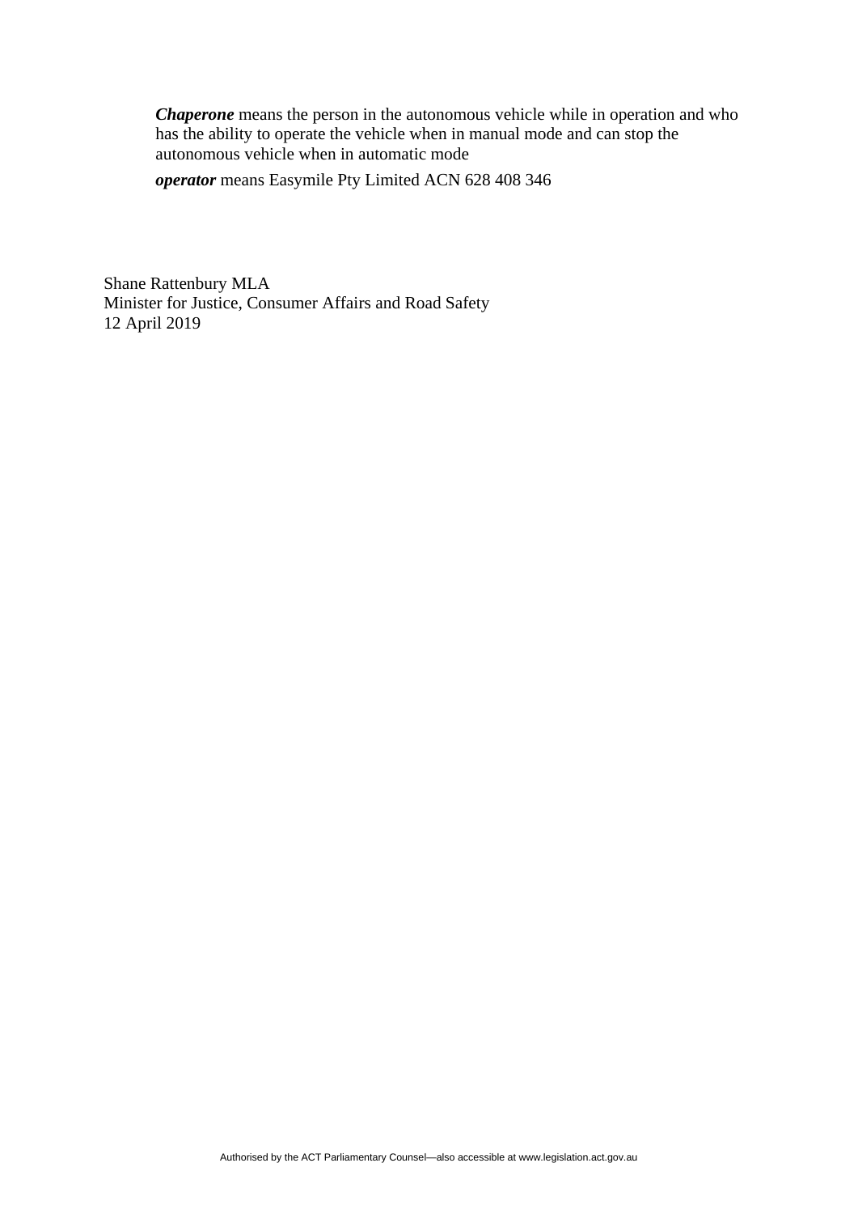***Chaperone*** means the person in the autonomous vehicle while in operation and who has the ability to operate the vehicle when in manual mode and can stop the autonomous vehicle when in automatic mode

***operator*** means Easymile Pty Limited ACN 628 408 346

Shane Rattenbury MLA
Minister for Justice, Consumer Affairs and Road Safety
12 April 2019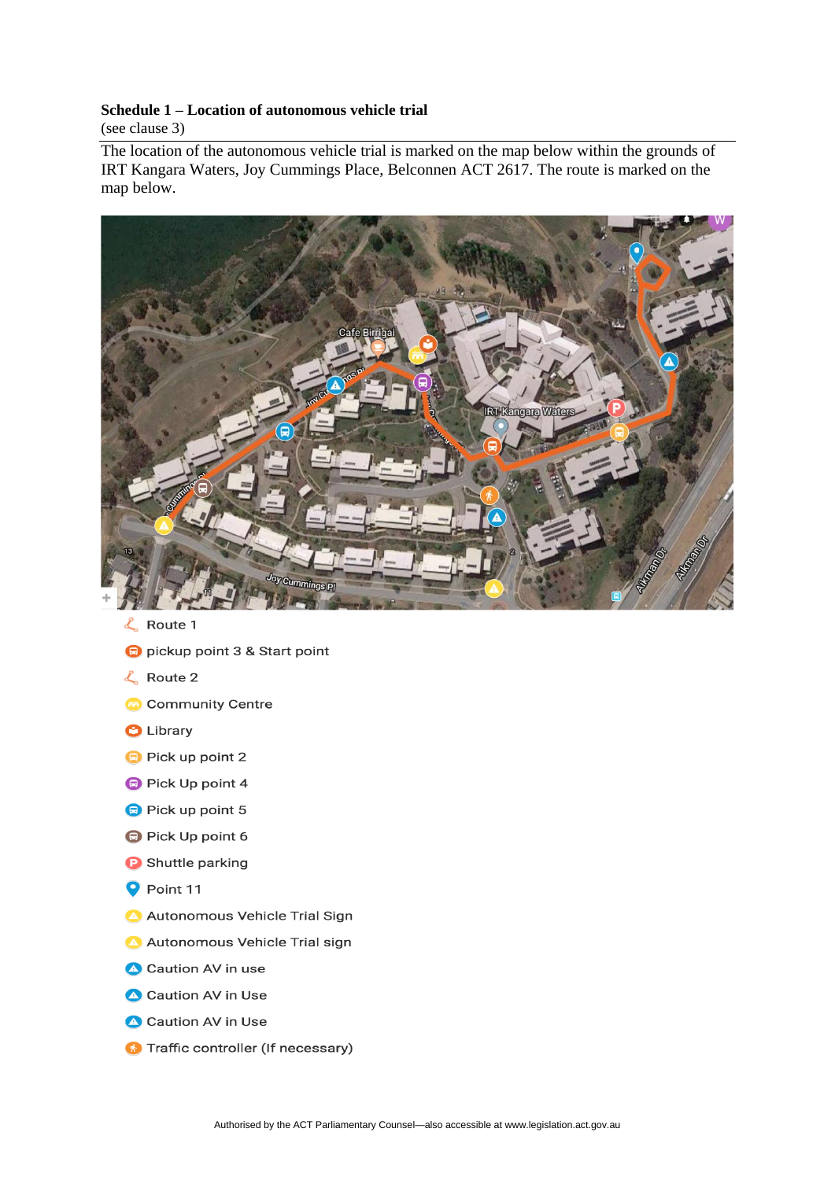## Schedule 1 – Location of autonomous vehicle trial

(see clause 3)

The location of the autonomous vehicle trial is marked on the map below within the grounds of IRT Kangara Waters, Joy Cummings Place, Belconnen ACT 2617. The route is marked on the map below.

Cafe Birrigai

IRT Kangara Waters

Joy Cummings Pl

Aikman Dr

Aikman Dr

- Route 1
- pickup point 3 & Start point
- Route 2
- Community Centre
- Library
- Pick up point 2
- Pick Up point 4
- Pick up point 5
- Pick Up point 6
- Shuttle parking
- Point 11
- Autonomous Vehicle Trial Sign
- Autonomous Vehicle Trial sign
- Caution AV in use
- Caution AV in Use
- Caution AV in Use
- Traffic controller (If necessary)